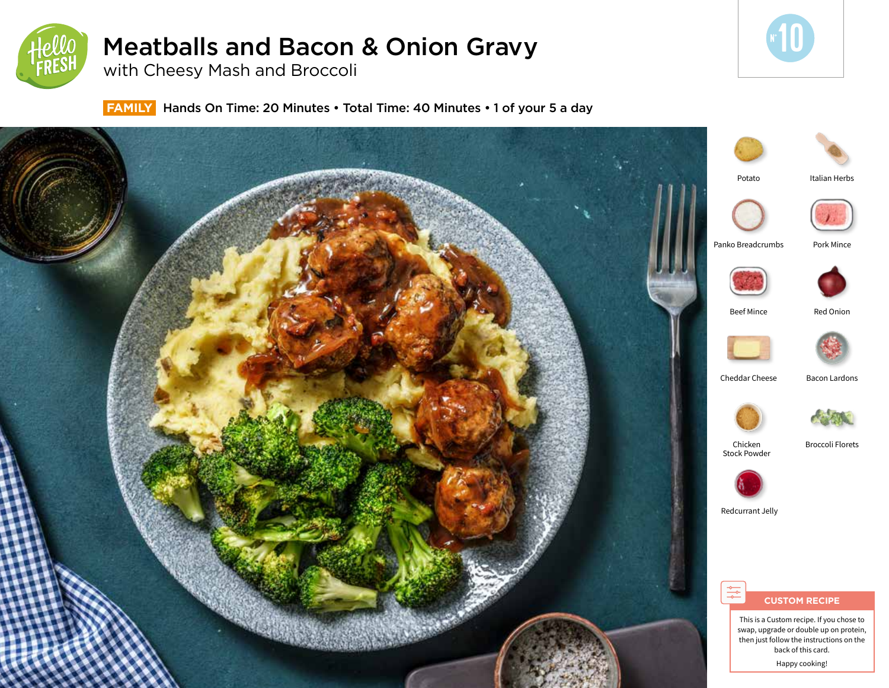# Meatballs and Bacon & Onion Gravy

## with Cheesy Mash and Broccoli

**FAMILY** Hands On Time: 20 Minutes • Total Time: 40 Minutes • 1 of your 5 a day

N° 10

- Potato
- Italian Herbs
- Panko Breadcrumbs
- Pork Mince
- Beef Mince
- Red Onion
- Cheddar Cheese
- Bacon Lardons
- Chicken Stock Powder
- Broccoli Florets
- Redcurrant Jelly

### CUSTOM RECIPE

This is a Custom recipe. If you chose to swap, upgrade or double up on protein, then just follow the instructions on the back of this card.

Happy cooking!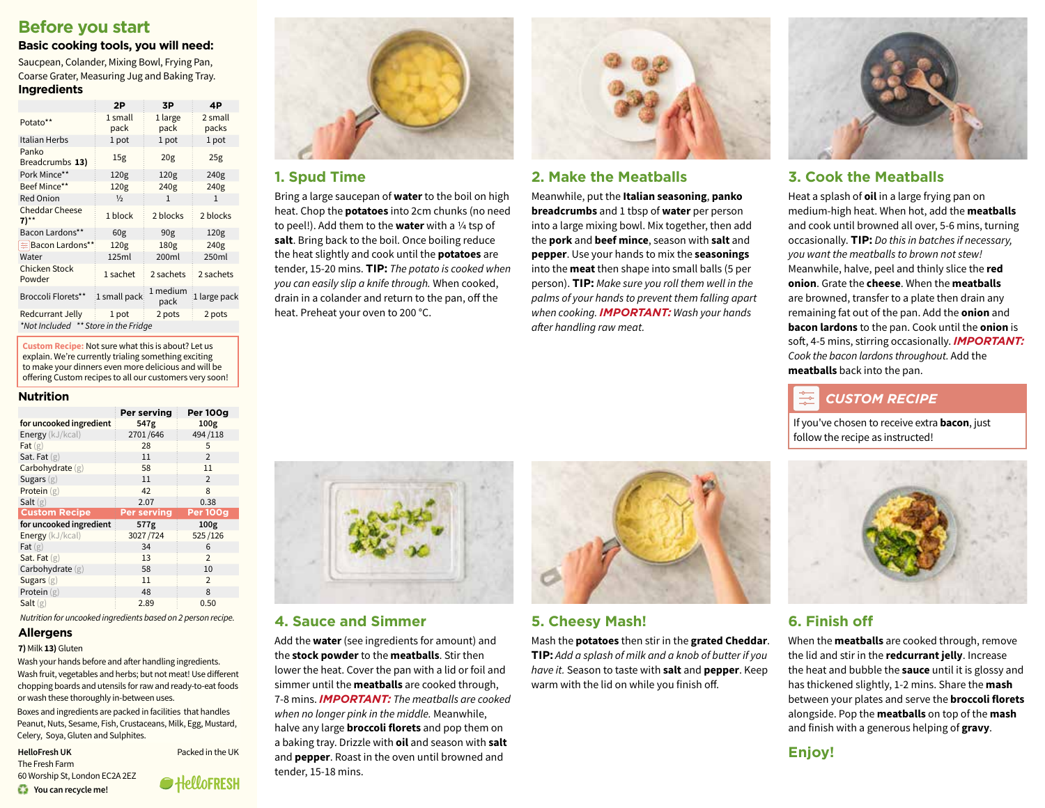## Before you start

**Basic cooking tools, you will need:**

Saucepan, Colander, Mixing Bowl, Frying Pan, Coarse Grater, Measuring Jug and Baking Tray.

### Ingredients

| | 2P | 3P | 4P |
|---|---|---|---|
| Potato** | 1 small pack | 1 large pack | 2 small packs |
| Italian Herbs | 1 pot | 1 pot | 1 pot |
| Panko Breadcrumbs **13)** | 15g | 20g | 25g |
| Pork Mince** | 120g | 120g | 240g |
| Beef Mince** | 120g | 240g | 240g |
| Red Onion | ½ | 1 | 1 |
| Cheddar Cheese **7)**** | 1 block | 2 blocks | 2 blocks |
| Bacon Lardons** | 60g | 90g | 120g |
| Bacon Lardons** (Custom) | 120g | 180g | 240g |
| Water | 125ml | 200ml | 250ml |
| Chicken Stock Powder | 1 sachet | 2 sachets | 2 sachets |
| Broccoli Florets** | 1 small pack | 1 medium pack | 1 large pack |
| Redcurrant Jelly | 1 pot | 2 pots | 2 pots |

*\*Not Included \*\* Store in the Fridge*

**Custom Recipe:** Not sure what this is about? Let us explain. We're currently trialing something exciting to make your dinners even more delicious and will be offering Custom recipes to all our customers very soon!

### Nutrition

| | Per serving | Per 100g |
|---|---|---|
| **for uncooked ingredient** | **547g** | **100g** |
| Energy (kJ/kcal) | 2701 /646 | 494 /118 |
| Fat (g) | 28 | 5 |
| Sat. Fat (g) | 11 | 2 |
| Carbohydrate (g) | 58 | 11 |
| Sugars (g) | 11 | 2 |
| Protein (g) | 42 | 8 |
| Salt (g) | 2.07 | 0.38 |
| **Custom Recipe** | **Per serving** | **Per 100g** |
| **for uncooked ingredient** | **577g** | **100g** |
| Energy (kJ/kcal) | 3027 /724 | 525 /126 |
| Fat (g) | 34 | 6 |
| Sat. Fat (g) | 13 | 2 |
| Carbohydrate (g) | 58 | 10 |
| Sugars (g) | 11 | 2 |
| Protein (g) | 48 | 8 |
| Salt (g) | 2.89 | 0.50 |

*Nutrition for uncooked ingredients based on 2 person recipe.*

### Allergens

**7)** Milk **13)** Gluten

Wash your hands before and after handling ingredients. Wash fruit, vegetables and herbs; but not meat! Use different chopping boards and utensils for raw and ready-to-eat foods or wash these thoroughly in-between uses.

Boxes and ingredients are packed in facilities that handles Peanut, Nuts, Sesame, Fish, Crustaceans, Milk, Egg, Mustard, Celery, Soya, Gluten and Sulphites.

**HelloFresh UK**
The Fresh Farm
60 Worship St, London EC2A 2EZ

Packed in the UK

**You can recycle me!**

HelloFRESH

## 1. Spud Time

Bring a large saucepan of **water** to the boil on high heat. Chop the **potatoes** into 2cm chunks (no need to peel!). Add them to the **water** with a ¼ tsp of **salt**. Bring back to the boil. Once boiling reduce the heat slightly and cook until the **potatoes** are tender, 15-20 mins. **TIP:** *The potato is cooked when you can easily slip a knife through.* When cooked, drain in a colander and return to the pan, off the heat. Preheat your oven to 200 °C.

## 2. Make the Meatballs

Meanwhile, put the **Italian seasoning**, **panko breadcrumbs** and 1 tbsp of **water** per person into a large mixing bowl. Mix together, then add the **pork** and **beef mince**, season with **salt** and **pepper**. Use your hands to mix the **seasonings** into the **meat** then shape into small balls (5 per person). **TIP:** *Make sure you roll them well in the palms of your hands to prevent them falling apart when cooking.* ***IMPORTANT:*** *Wash your hands after handling raw meat.*

## 3. Cook the Meatballs

Heat a splash of **oil** in a large frying pan on medium-high heat. When hot, add the **meatballs** and cook until browned all over, 5-6 mins, turning occasionally. **TIP:** *Do this in batches if necessary, you want the meatballs to brown not stew!* Meanwhile, halve, peel and thinly slice the **red onion**. Grate the **cheese**. When the **meatballs** are browned, transfer to a plate then drain any remaining fat out of the pan. Add the **onion** and **bacon lardons** to the pan. Cook until the **onion** is soft, 4-5 mins, stirring occasionally. ***IMPORTANT:*** *Cook the bacon lardons throughout.* Add the **meatballs** back into the pan.

**CUSTOM RECIPE**

If you've chosen to receive extra **bacon**, just follow the recipe as instructed!

## 4. Sauce and Simmer

Add the **water** (see ingredients for amount) and the **stock powder** to the **meatballs**. Stir then lower the heat. Cover the pan with a lid or foil and simmer until the **meatballs** are cooked through, 7-8 mins. ***IMPORTANT:*** *The meatballs are cooked when no longer pink in the middle.* Meanwhile, halve any large **broccoli florets** and pop them on a baking tray. Drizzle with **oil** and season with **salt** and **pepper**. Roast in the oven until browned and tender, 15-18 mins.

## 5. Cheesy Mash!

Mash the **potatoes** then stir in the **grated Cheddar**. **TIP:** *Add a splash of milk and a knob of butter if you have it.* Season to taste with **salt** and **pepper**. Keep warm with the lid on while you finish off.

## 6. Finish off

When the **meatballs** are cooked through, remove the lid and stir in the **redcurrant jelly**. Increase the heat and bubble the **sauce** until it is glossy and has thickened slightly, 1-2 mins. Share the **mash** between your plates and serve the **broccoli florets** alongside. Pop the **meatballs** on top of the **mash** and finish with a generous helping of **gravy**.

**Enjoy!**